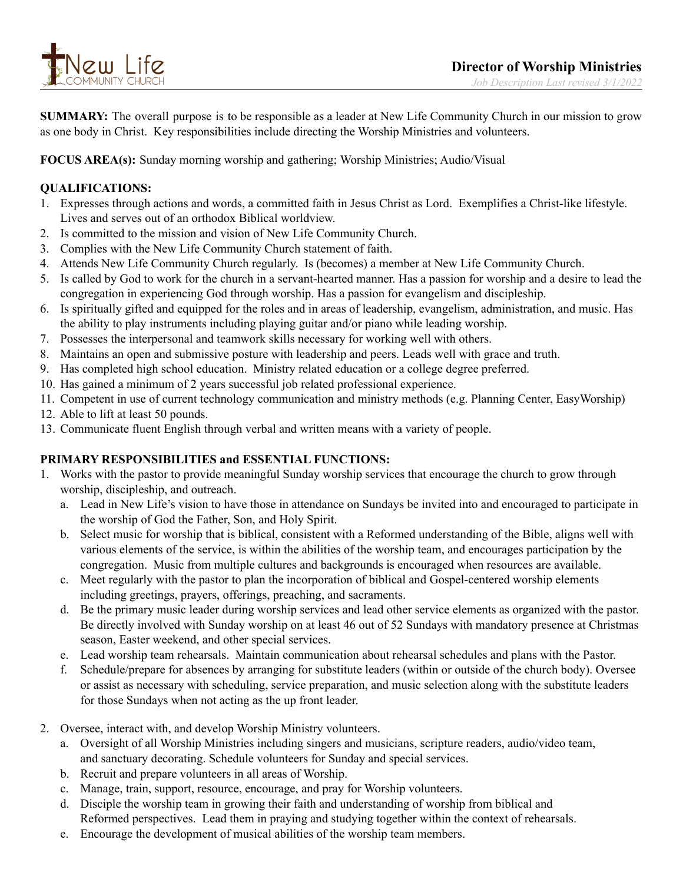# Director of Worship Ministries

*Job Description Last revised 3/1/2022*

**SUMMARY:** The overall purpose is to be responsible as a leader at New Life Community Church in our mission to grow as one body in Christ. Key responsibilities include directing the Worship Ministries and volunteers.

**FOCUS AREA(s):** Sunday morning worship and gathering; Worship Ministries; Audio/Visual

**QUALIFICATIONS:**

1. Expresses through actions and words, a committed faith in Jesus Christ as Lord. Exemplifies a Christ-like lifestyle. Lives and serves out of an orthodox Biblical worldview.
2. Is committed to the mission and vision of New Life Community Church.
3. Complies with the New Life Community Church statement of faith.
4. Attends New Life Community Church regularly. Is (becomes) a member at New Life Community Church.
5. Is called by God to work for the church in a servant-hearted manner. Has a passion for worship and a desire to lead the congregation in experiencing God through worship. Has a passion for evangelism and discipleship.
6. Is spiritually gifted and equipped for the roles and in areas of leadership, evangelism, administration, and music. Has the ability to play instruments including playing guitar and/or piano while leading worship.
7. Possesses the interpersonal and teamwork skills necessary for working well with others.
8. Maintains an open and submissive posture with leadership and peers. Leads well with grace and truth.
9. Has completed high school education. Ministry related education or a college degree preferred.
10. Has gained a minimum of 2 years successful job related professional experience.
11. Competent in use of current technology communication and ministry methods (e.g. Planning Center, EasyWorship)
12. Able to lift at least 50 pounds.
13. Communicate fluent English through verbal and written means with a variety of people.

**PRIMARY RESPONSIBILITIES and ESSENTIAL FUNCTIONS:**

1. Works with the pastor to provide meaningful Sunday worship services that encourage the church to grow through worship, discipleship, and outreach.
   a. Lead in New Life's vision to have those in attendance on Sundays be invited into and encouraged to participate in the worship of God the Father, Son, and Holy Spirit.
   b. Select music for worship that is biblical, consistent with a Reformed understanding of the Bible, aligns well with various elements of the service, is within the abilities of the worship team, and encourages participation by the congregation. Music from multiple cultures and backgrounds is encouraged when resources are available.
   c. Meet regularly with the pastor to plan the incorporation of biblical and Gospel-centered worship elements including greetings, prayers, offerings, preaching, and sacraments.
   d. Be the primary music leader during worship services and lead other service elements as organized with the pastor. Be directly involved with Sunday worship on at least 46 out of 52 Sundays with mandatory presence at Christmas season, Easter weekend, and other special services.
   e. Lead worship team rehearsals. Maintain communication about rehearsal schedules and plans with the Pastor.
   f. Schedule/prepare for absences by arranging for substitute leaders (within or outside of the church body). Oversee or assist as necessary with scheduling, service preparation, and music selection along with the substitute leaders for those Sundays when not acting as the up front leader.

2. Oversee, interact with, and develop Worship Ministry volunteers.
   a. Oversight of all Worship Ministries including singers and musicians, scripture readers, audio/video team, and sanctuary decorating. Schedule volunteers for Sunday and special services.
   b. Recruit and prepare volunteers in all areas of Worship.
   c. Manage, train, support, resource, encourage, and pray for Worship volunteers.
   d. Disciple the worship team in growing their faith and understanding of worship from biblical and Reformed perspectives. Lead them in praying and studying together within the context of rehearsals.
   e. Encourage the development of musical abilities of the worship team members.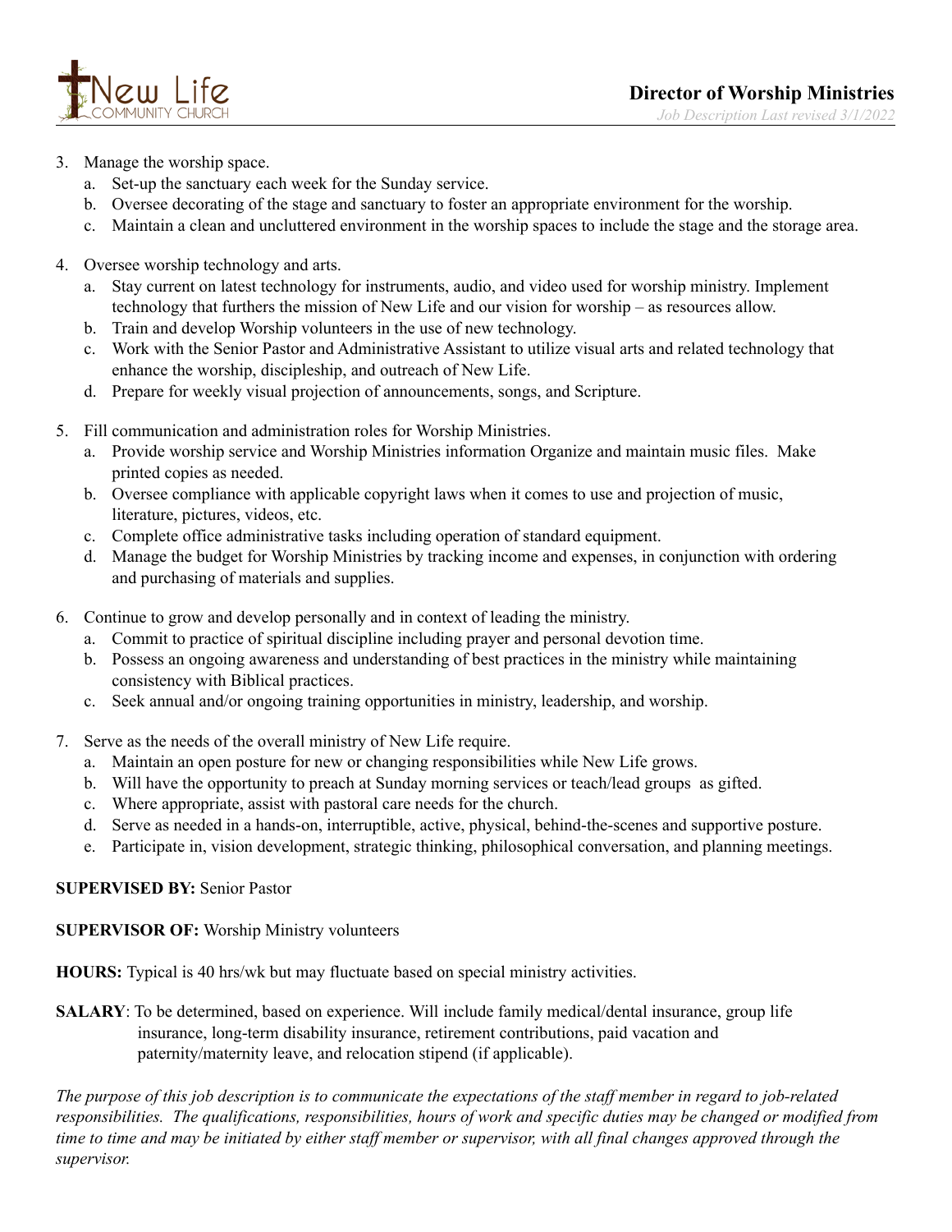3. Manage the worship space.
    a. Set-up the sanctuary each week for the Sunday service.
    b. Oversee decorating of the stage and sanctuary to foster an appropriate environment for the worship.
    c. Maintain a clean and uncluttered environment in the worship spaces to include the stage and the storage area.

4. Oversee worship technology and arts.
    a. Stay current on latest technology for instruments, audio, and video used for worship ministry. Implement technology that furthers the mission of New Life and our vision for worship – as resources allow.
    b. Train and develop Worship volunteers in the use of new technology.
    c. Work with the Senior Pastor and Administrative Assistant to utilize visual arts and related technology that enhance the worship, discipleship, and outreach of New Life.
    d. Prepare for weekly visual projection of announcements, songs, and Scripture.

5. Fill communication and administration roles for Worship Ministries.
    a. Provide worship service and Worship Ministries information Organize and maintain music files. Make printed copies as needed.
    b. Oversee compliance with applicable copyright laws when it comes to use and projection of music, literature, pictures, videos, etc.
    c. Complete office administrative tasks including operation of standard equipment.
    d. Manage the budget for Worship Ministries by tracking income and expenses, in conjunction with ordering and purchasing of materials and supplies.

6. Continue to grow and develop personally and in context of leading the ministry.
    a. Commit to practice of spiritual discipline including prayer and personal devotion time.
    b. Possess an ongoing awareness and understanding of best practices in the ministry while maintaining consistency with Biblical practices.
    c. Seek annual and/or ongoing training opportunities in ministry, leadership, and worship.

7. Serve as the needs of the overall ministry of New Life require.
    a. Maintain an open posture for new or changing responsibilities while New Life grows.
    b. Will have the opportunity to preach at Sunday morning services or teach/lead groups as gifted.
    c. Where appropriate, assist with pastoral care needs for the church.
    d. Serve as needed in a hands-on, interruptible, active, physical, behind-the-scenes and supportive posture.
    e. Participate in, vision development, strategic thinking, philosophical conversation, and planning meetings.

**SUPERVISED BY:** Senior Pastor

**SUPERVISOR OF:** Worship Ministry volunteers

**HOURS:** Typical is 40 hrs/wk but may fluctuate based on special ministry activities.

**SALARY**: To be determined, based on experience. Will include family medical/dental insurance, group life insurance, long-term disability insurance, retirement contributions, paid vacation and paternity/maternity leave, and relocation stipend (if applicable).

*The purpose of this job description is to communicate the expectations of the staff member in regard to job-related responsibilities. The qualifications, responsibilities, hours of work and specific duties may be changed or modified from time to time and may be initiated by either staff member or supervisor, with all final changes approved through the supervisor.*